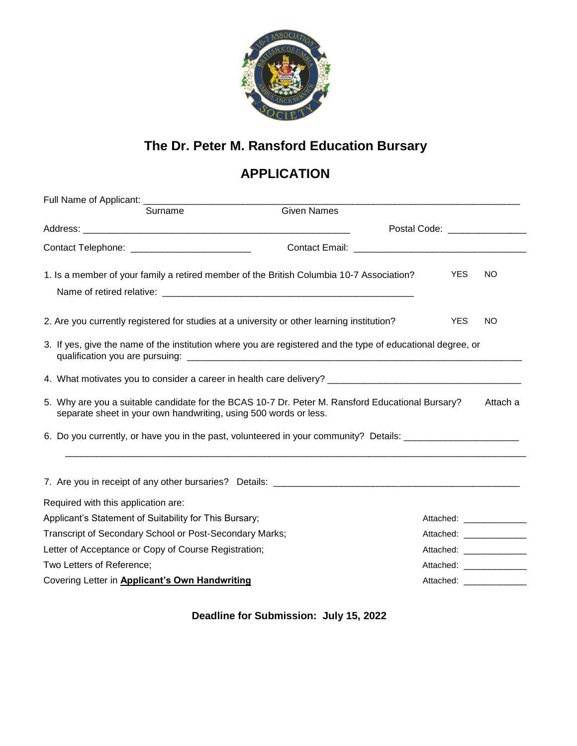# The Dr. Peter M. Ransford Education Bursary

## APPLICATION

Full Name of Applicant: ______________________________________________
Surname Given Names

Address: ______________________________________________ Postal Code: _______________

Contact Telephone: _______________________ Contact Email: ________________________________

1. Is a member of your family a retired member of the British Columbia 10-7 Association? YES NO

   Name of retired relative: ______________________________________________

2. Are you currently registered for studies at a university or other learning institution? YES NO

3. If yes, give the name of the institution where you are registered and the type of educational degree, or qualification you are pursuing: ______________________________________________

4. What motivates you to consider a career in health care delivery? ______________________________________________

5. Why are you a suitable candidate for the BCAS 10-7 Dr. Peter M. Ransford Educational Bursary? Attach a separate sheet in your own handwriting, using 500 words or less.

6. Do you currently, or have you in the past, volunteered in your community? Details: _____________________

   ______________________________________________

7. Are you in receipt of any other bursaries? Details: ______________________________________________

Required with this application are:

| | |
|---|---|
| Applicant's Statement of Suitability for This Bursary; | Attached: ____________ |
| Transcript of Secondary School or Post-Secondary Marks; | Attached: ____________ |
| Letter of Acceptance or Copy of Course Registration; | Attached: ____________ |
| Two Letters of Reference; | Attached: ____________ |
| Covering Letter in **Applicant's Own Handwriting** | Attached: ____________ |

**Deadline for Submission: July 15, 2022**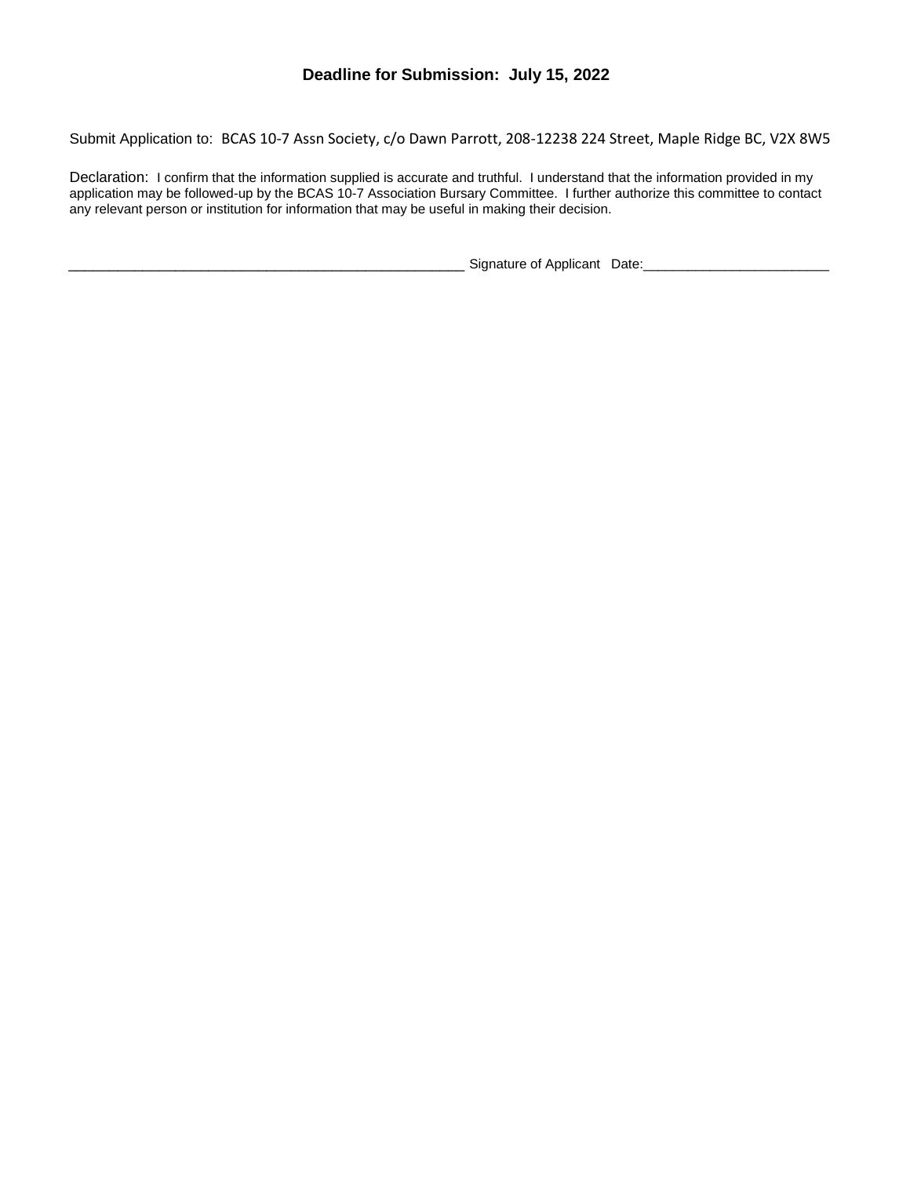**Deadline for Submission: July 15, 2022**

Submit Application to: BCAS 10-7 Assn Society, c/o Dawn Parrott, 208-12238 224 Street, Maple Ridge BC, V2X 8W5

Declaration: I confirm that the information supplied is accurate and truthful. I understand that the information provided in my application may be followed-up by the BCAS 10-7 Association Bursary Committee. I further authorize this committee to contact any relevant person or institution for information that may be useful in making their decision.

_____________________________________________________ Signature of Applicant Date:_________________________